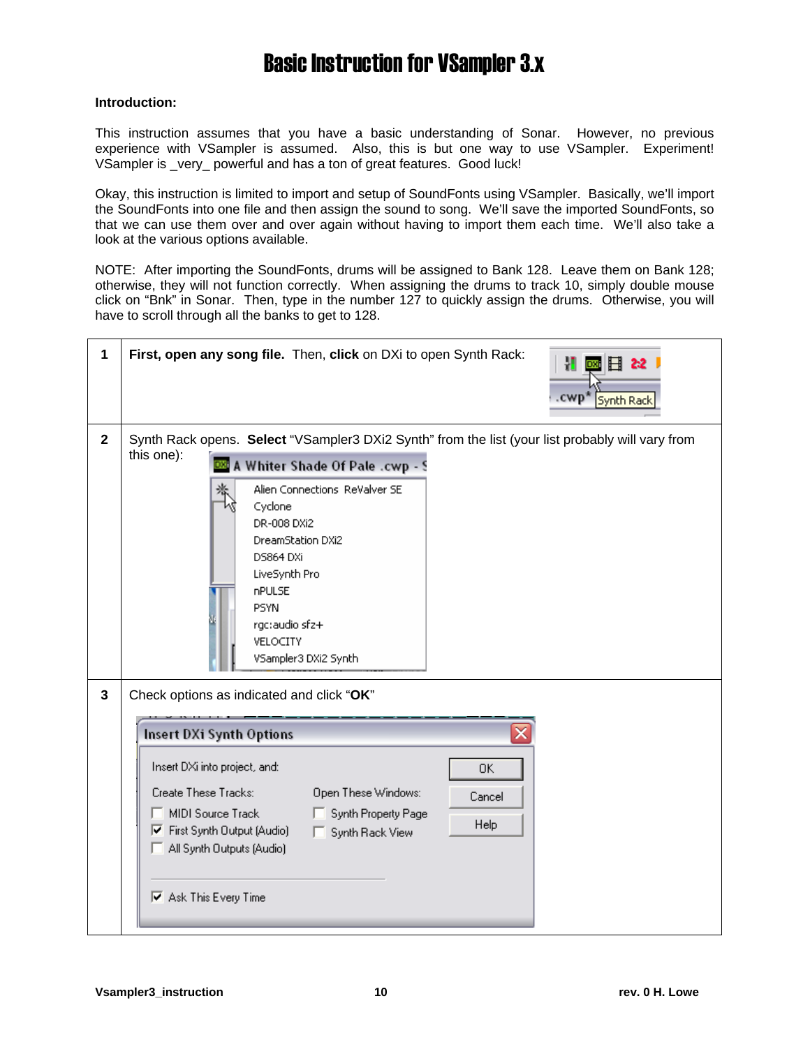# Basic Instruction for VSampler 3.x

**Introduction:**

This instruction assumes that you have a basic understanding of Sonar. However, no previous experience with VSampler is assumed. Also, this is but one way to use VSampler. Experiment! VSampler is _very_ powerful and has a ton of great features. Good luck!

Okay, this instruction is limited to import and setup of SoundFonts using VSampler. Basically, we'll import the SoundFonts into one file and then assign the sound to song. We'll save the imported SoundFonts, so that we can use them over and over again without having to import them each time. We'll also take a look at the various options available.

NOTE: After importing the SoundFonts, drums will be assigned to Bank 128. Leave them on Bank 128; otherwise, they will not function correctly. When assigning the drums to track 10, simply double mouse click on "Bnk" in Sonar. Then, type in the number 127 to quickly assign the drums. Otherwise, you will have to scroll through all the banks to get to 128.

| | |
|---|---|
| **1** | **First, open any song file.** Then, **click** on DXi to open Synth Rack: |
| **2** | Synth Rack opens. **Select** "VSampler3 DXi2 Synth" from the list (your list probably will vary from this one): |
| **3** | Check options as indicated and click "**OK**" |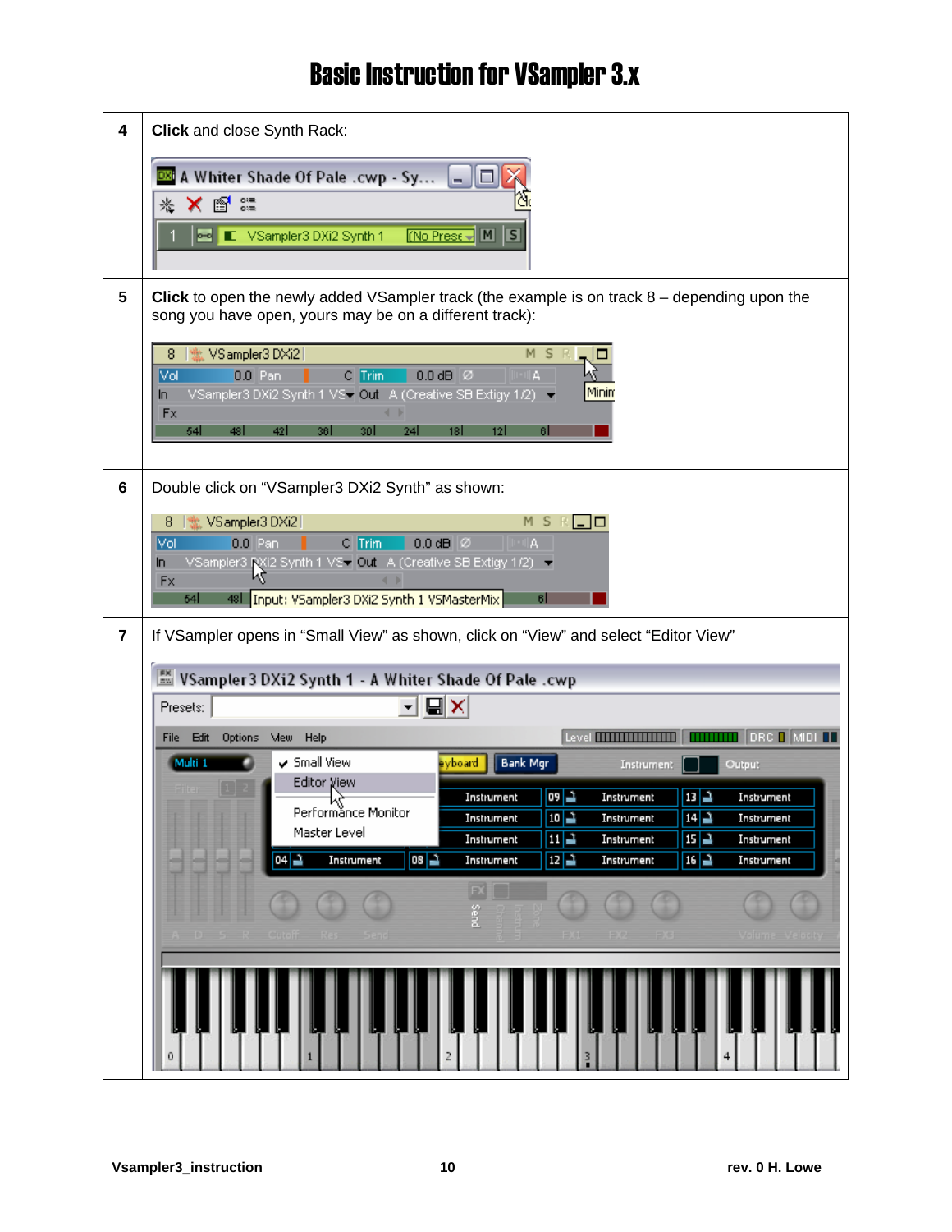# Basic Instruction for VSampler 3.x

| | |
|---|---|
| 4 | **Click** and close Synth Rack: |
| 5 | **Click** to open the newly added VSampler track (the example is on track 8 – depending upon the song you have open, yours may be on a different track): |
| 6 | Double click on "VSampler3 DXi2 Synth" as shown: |
| 7 | If VSampler opens in "Small View" as shown, click on "View" and select "Editor View" |

Vsampler3_instruction    rev. 0 H. Lowe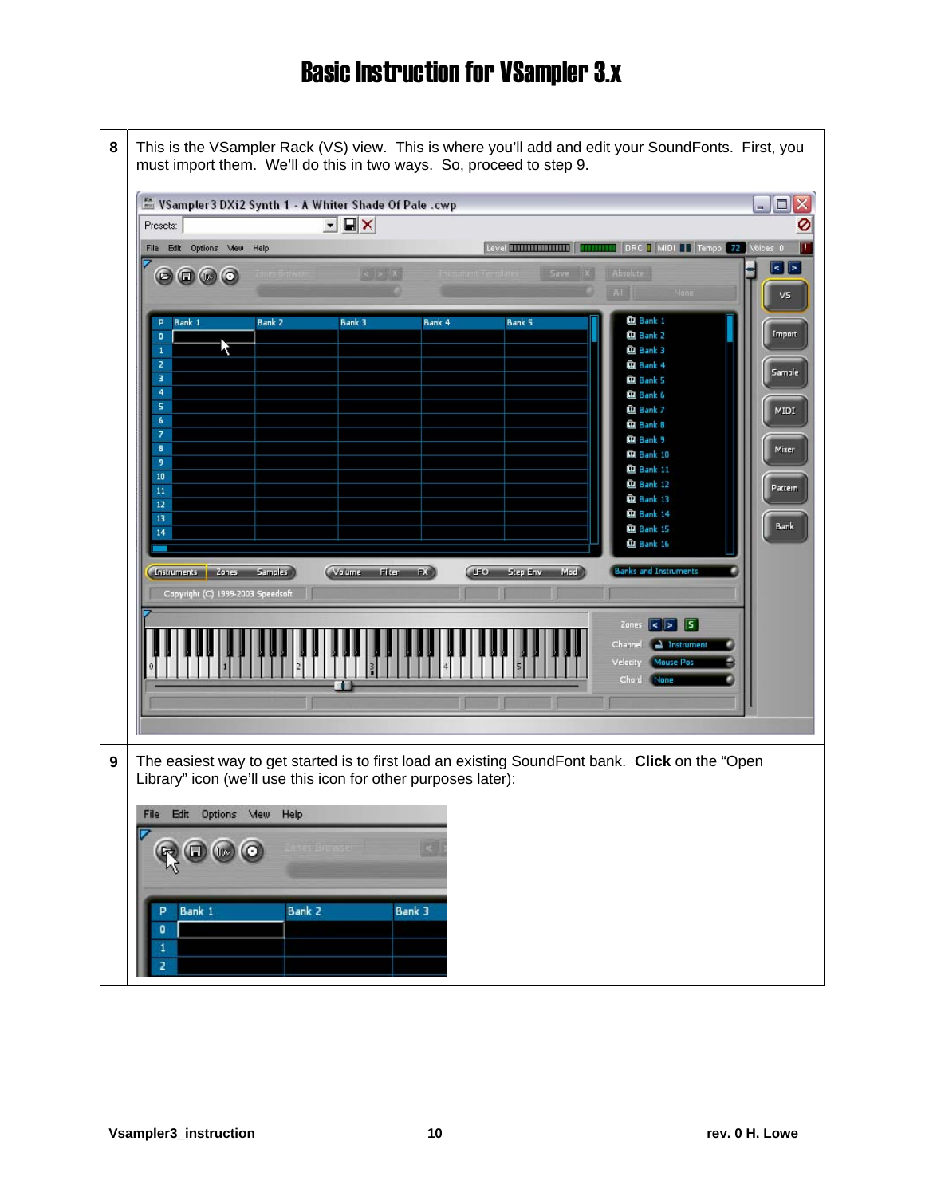# Basic Instruction for VSampler 3.x

| | |
|---|---|
| 8 | This is the VSampler Rack (VS) view. This is where you'll add and edit your SoundFonts. First, you must import them. We'll do this in two ways. So, proceed to step 9. |
| 9 | The easiest way to get started is to first load an existing SoundFont bank. **Click** on the "Open Library" icon (we'll use this icon for other purposes later): |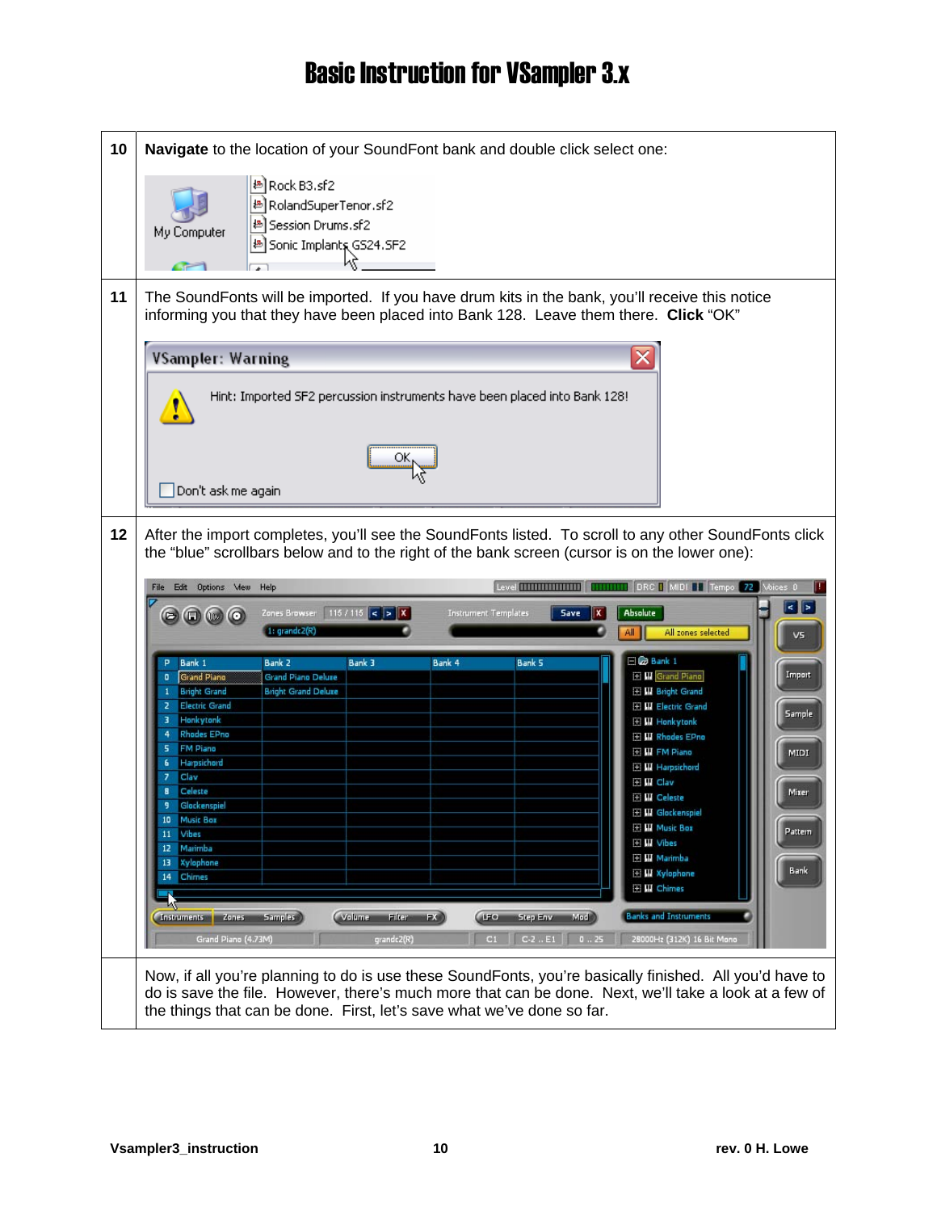# Basic Instruction for VSampler 3.x

| | |
|---|---|
| 10 | **Navigate** to the location of your SoundFont bank and double click select one: |
| 11 | The SoundFonts will be imported. If you have drum kits in the bank, you'll receive this notice informing you that they have been placed into Bank 128. Leave them there. **Click** "OK" |
| 12 | After the import completes, you'll see the SoundFonts listed. To scroll to any other SoundFonts click the "blue" scrollbars below and to the right of the bank screen (cursor is on the lower one): |
| | Now, if all you're planning to do is use these SoundFonts, you're basically finished. All you'd have to do is save the file. However, there's much more that can be done. Next, we'll take a look at a few of the things that can be done. First, let's save what we've done so far. |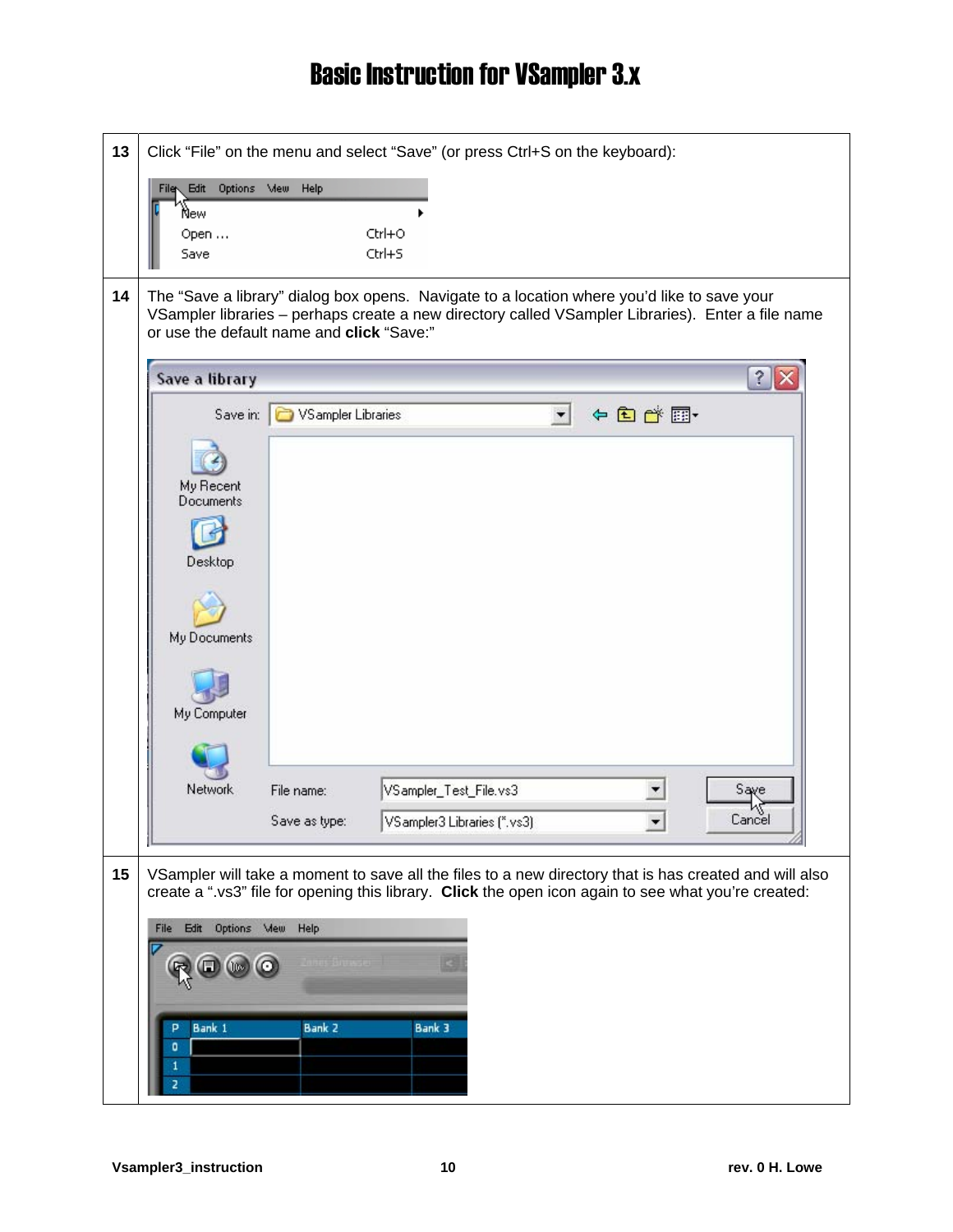# Basic Instruction for VSampler 3.x

| | |
|---|---|
| 13 | Click “File” on the menu and select “Save” (or press Ctrl+S on the keyboard): |
| 14 | The “Save a library” dialog box opens. Navigate to a location where you’d like to save your VSampler libraries – perhaps create a new directory called VSampler Libraries). Enter a file name or use the default name and **click** “Save:” |
| 15 | VSampler will take a moment to save all the files to a new directory that is has created and will also create a “.vs3” file for opening this library. **Click** the open icon again to see what you’re created: |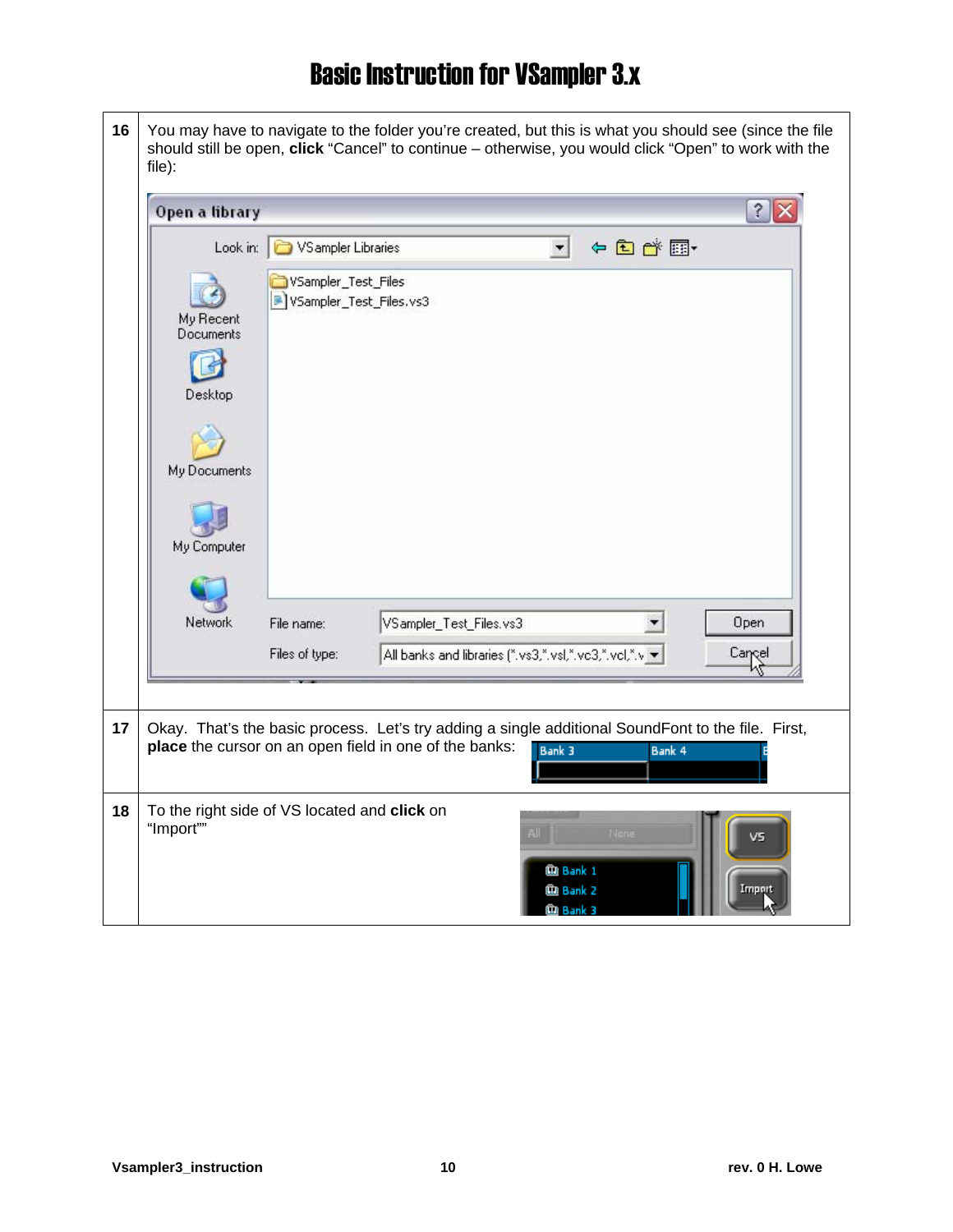# Basic Instruction for VSampler 3.x

| | |
|---|---|
| **16** | You may have to navigate to the folder you're created, but this is what you should see (since the file should still be open, **click** "Cancel" to continue – otherwise, you would click "Open" to work with the file): |
| **17** | Okay. That's the basic process. Let's try adding a single additional SoundFont to the file. First, **place** the cursor on an open field in one of the banks: |
| **18** | To the right side of VS located and **click** on "Import"" |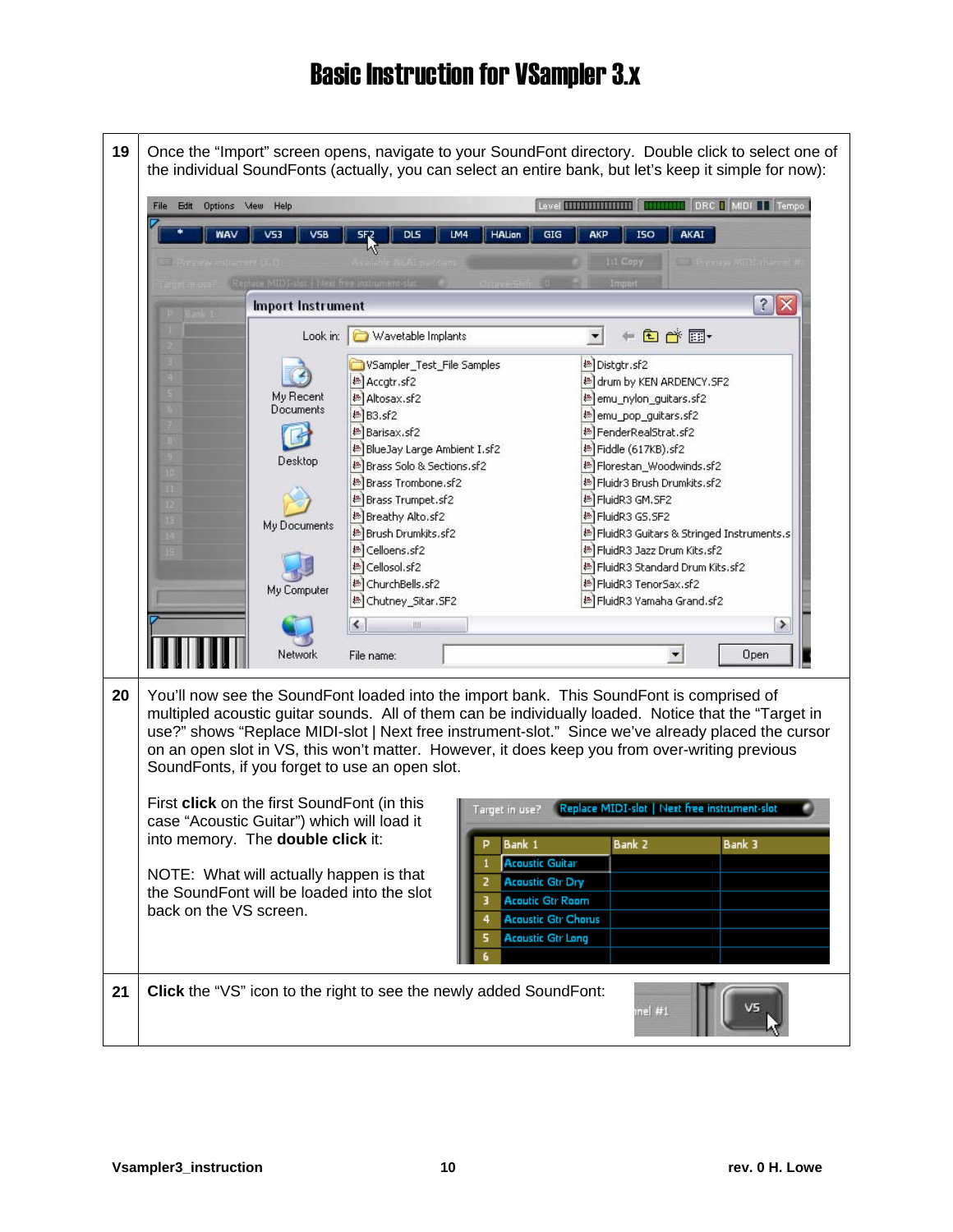# Basic Instruction for VSampler 3.x

| | |
|---|---|
| **19** | Once the "Import" screen opens, navigate to your SoundFont directory. Double click to select one of the individual SoundFonts (actually, you can select an entire bank, but let's keep it simple for now): |
| **20** | You'll now see the SoundFont loaded into the import bank. This SoundFont is comprised of multipled acoustic guitar sounds. All of them can be individually loaded. Notice that the "Target in use?" shows "Replace MIDI-slot \| Next free instrument-slot." Since we've already placed the cursor on an open slot in VS, this won't matter. However, it does keep you from over-writing previous SoundFonts, if you forget to use an open slot.<br><br>First **click** on the first SoundFont (in this case "Acoustic Guitar") which will load it into memory. The **double click** it:<br><br>NOTE: What will actually happen is that the SoundFont will be loaded into the slot back on the VS screen. |
| **21** | **Click** the "VS" icon to the right to see the newly added SoundFont: |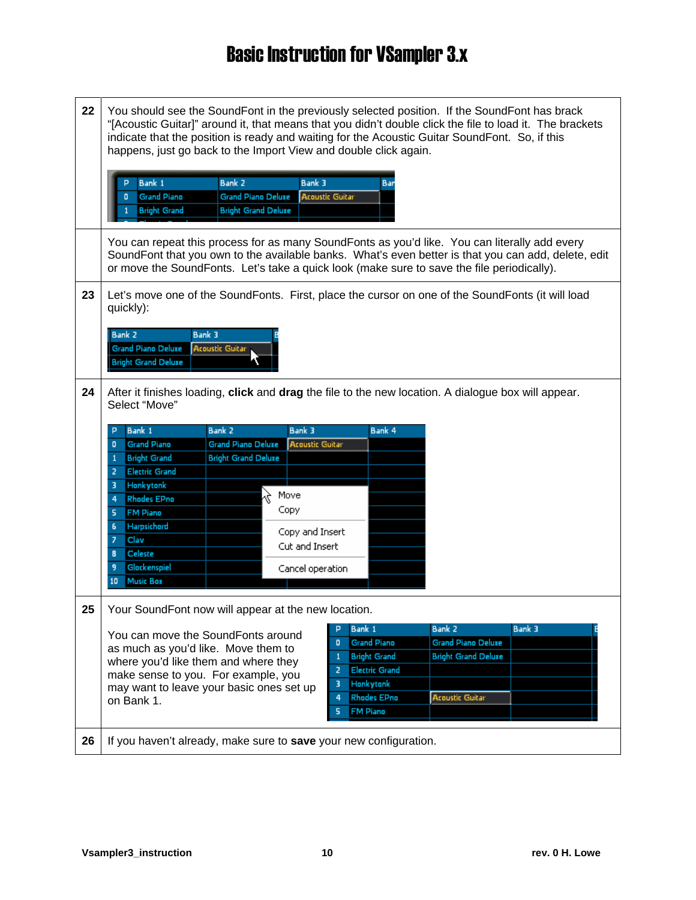# Basic Instruction for VSampler 3.x

| | |
|---|---|
| 22 | You should see the SoundFont in the previously selected position. If the SoundFont has brack "[Acoustic Guitar]" around it, that means that you didn't double click the file to load it. The brackets indicate that the position is ready and waiting for the Acoustic Guitar SoundFont. So, if this happens, just go back to the Import View and double click again. |
| | You can repeat this process for as many SoundFonts as you'd like. You can literally add every SoundFont that you own to the available banks. What's even better is that you can add, delete, edit or move the SoundFonts. Let's take a quick look (make sure to save the file periodically). |
| 23 | Let's move one of the SoundFonts. First, place the cursor on one of the SoundFonts (it will load quickly): |
| 24 | After it finishes loading, **click** and **drag** the file to the new location. A dialogue box will appear. Select "Move" |
| 25 | Your SoundFont now will appear at the new location. You can move the SoundFonts around as much as you'd like. Move them to where you'd like them and where they make sense to you. For example, you may want to leave your basic ones set up on Bank 1. |
| 26 | If you haven't already, make sure to **save** your new configuration. |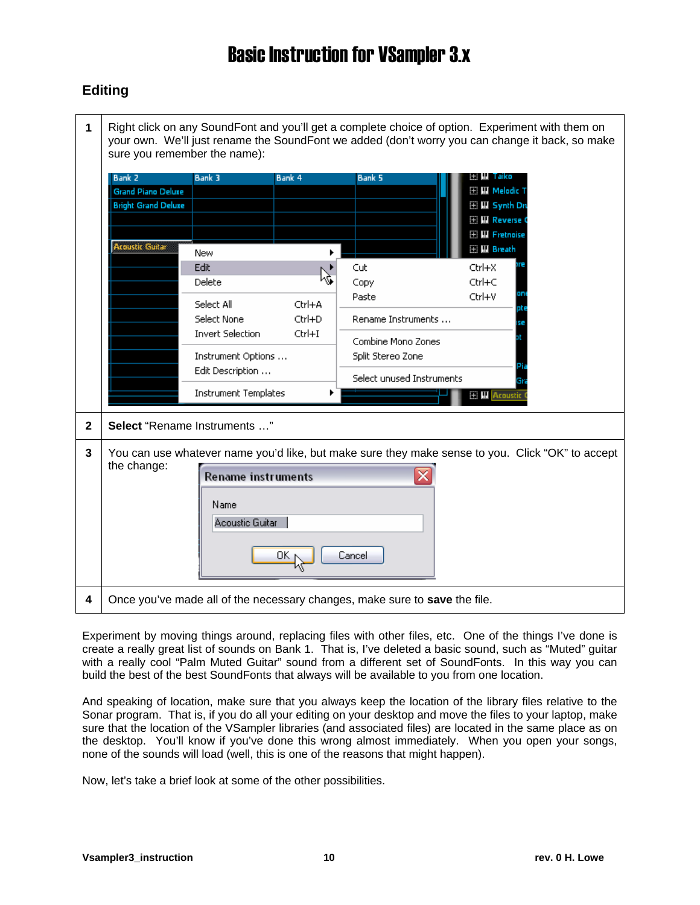# Basic Instruction for VSampler 3.x

## Editing

| | |
|---|---|
| **1** | Right click on any SoundFont and you'll get a complete choice of option. Experiment with them on your own. We'll just rename the SoundFont we added (don't worry you can change it back, so make sure you remember the name): |
| **2** | **Select** "Rename Instruments …" |
| **3** | You can use whatever name you'd like, but make sure they make sense to you. Click "OK" to accept the change: |
| **4** | Once you've made all of the necessary changes, make sure to **save** the file. |

Experiment by moving things around, replacing files with other files, etc. One of the things I've done is create a really great list of sounds on Bank 1. That is, I've deleted a basic sound, such as "Muted" guitar with a really cool "Palm Muted Guitar" sound from a different set of SoundFonts. In this way you can build the best of the best SoundFonts that always will be available to you from one location.

And speaking of location, make sure that you always keep the location of the library files relative to the Sonar program. That is, if you do all your editing on your desktop and move the files to your laptop, make sure that the location of the VSampler libraries (and associated files) are located in the same place as on the desktop. You'll know if you've done this wrong almost immediately. When you open your songs, none of the sounds will load (well, this is one of the reasons that might happen).

Now, let's take a brief look at some of the other possibilities.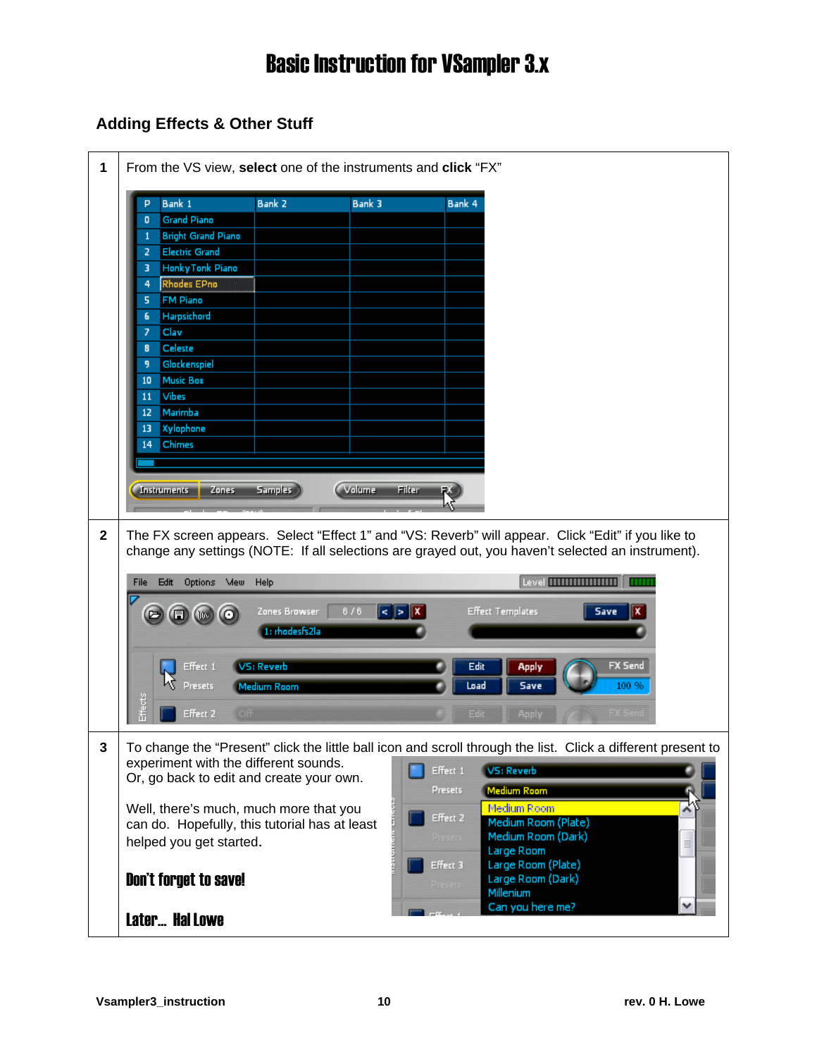# Basic Instruction for VSampler 3.x

## Adding Effects & Other Stuff

| | |
|---|---|
| 1 | From the VS view, **select** one of the instruments and **click** "FX" |
| 2 | The FX screen appears. Select "Effect 1" and "VS: Reverb" will appear. Click "Edit" if you like to change any settings (NOTE: If all selections are grayed out, you haven't selected an instrument). |
| 3 | To change the "Present" click the little ball icon and scroll through the list. Click a different present to experiment with the different sounds. Or, go back to edit and create your own. Well, there's much, much more that you can do. Hopefully, this tutorial has at least helped you get started. **Don't forget to save!** **Later… Hal Lowe** |